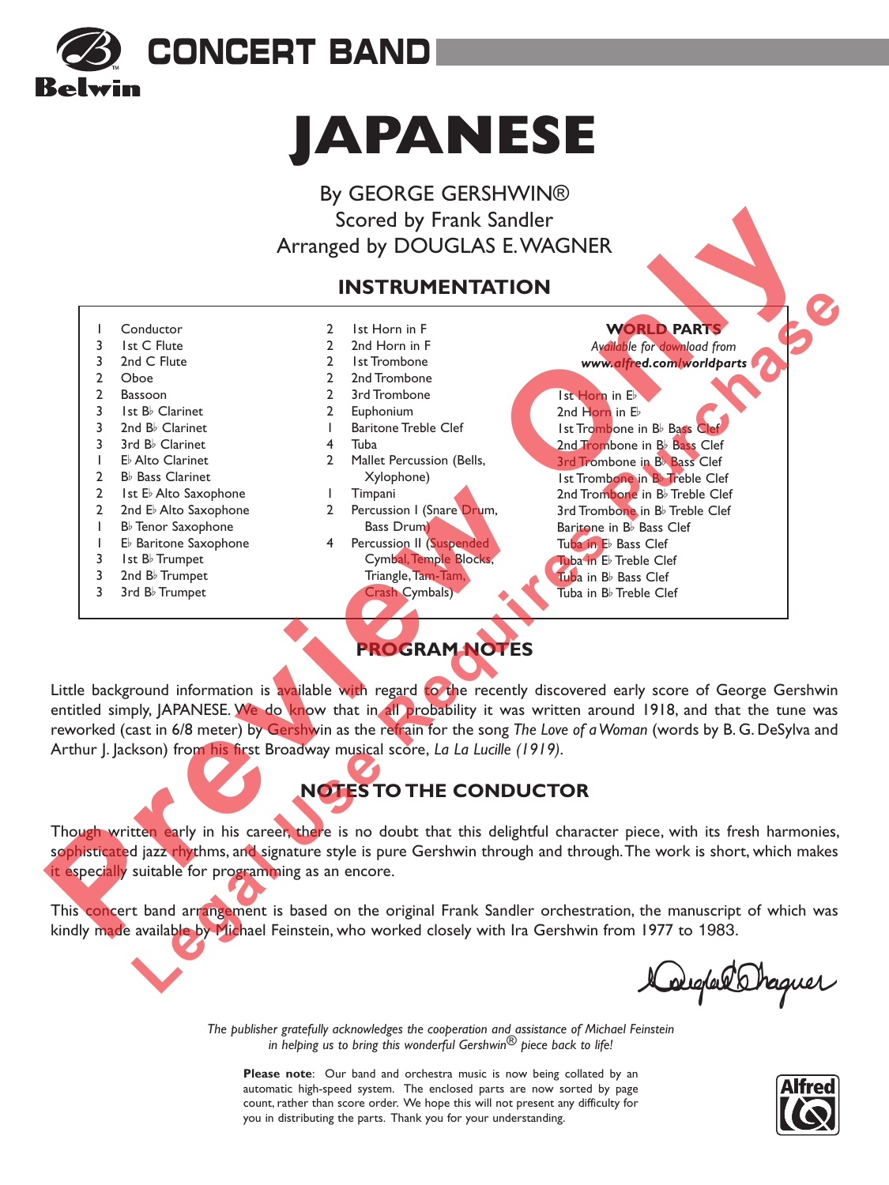# CONCERT BAND

Belwin

# JAPANESE

By GEORGE GERSHWIN®
Scored by Frank Sandler
Arranged by DOUGLAS E. WAGNER

## INSTRUMENTATION

1 Conductor
3 1st C Flute
3 2nd C Flute
2 Oboe
2 Bassoon
3 1st B♭ Clarinet
3 2nd B♭ Clarinet
3 3rd B♭ Clarinet
1 E♭ Alto Clarinet
2 B♭ Bass Clarinet
2 1st E♭ Alto Saxophone
2 2nd E♭ Alto Saxophone
1 B♭ Tenor Saxophone
1 E♭ Baritone Saxophone
3 1st B♭ Trumpet
3 2nd B♭ Trumpet
3 3rd B♭ Trumpet

2 1st Horn in F
2 2nd Horn in F
2 1st Trombone
2 2nd Trombone
2 3rd Trombone
2 Euphonium
1 Baritone Treble Clef
4 Tuba
2 Mallet Percussion (Bells, Xylophone)
1 Timpani
2 Percussion I (Snare Drum, Bass Drum)
4 Percussion II (Suspended Cymbal, Temple Blocks, Triangle, Tam-Tam, Crash Cymbals)

**WORLD PARTS**
*Available for download from* ***www.alfred.com/worldparts***

1st Horn in E♭
2nd Horn in E♭
1st Trombone in B♭ Bass Clef
2nd Trombone in B♭ Bass Clef
3rd Trombone in B♭ Bass Clef
1st Trombone in B♭ Treble Clef
2nd Trombone in B♭ Treble Clef
3rd Trombone in B♭ Treble Clef
Baritone in B♭ Bass Clef
Tuba in E♭ Bass Clef
Tuba in E♭ Treble Clef
Tuba in B♭ Bass Clef
Tuba in B♭ Treble Clef

## PROGRAM NOTES

Little background information is available with regard to the recently discovered early score of George Gershwin entitled simply, JAPANESE. We do know that in all probability it was written around 1918, and that the tune was reworked (cast in 6/8 meter) by Gershwin as the refrain for the song *The Love of a Woman* (words by B. G. DeSylva and Arthur J. Jackson) from his first Broadway musical score, *La La Lucille (1919).*

## NOTES TO THE CONDUCTOR

Though written early in his career, there is no doubt that this delightful character piece, with its fresh harmonies, sophisticated jazz rhythms, and signature style is pure Gershwin through and through. The work is short, which makes it especially suitable for programming as an encore.

This concert band arrangement is based on the original Frank Sandler orchestration, the manuscript of which was kindly made available by Michael Feinstein, who worked closely with Ira Gershwin from 1977 to 1983.

Douglas Wagner

*The publisher gratefully acknowledges the cooperation and assistance of Michael Feinstein in helping us to bring this wonderful Gershwin® piece back to life!*

**Please note**: Our band and orchestra music is now being collated by an automatic high-speed system. The enclosed parts are now sorted by page count, rather than score order. We hope this will not present any difficulty for you in distributing the parts. Thank you for your understanding.

Alfred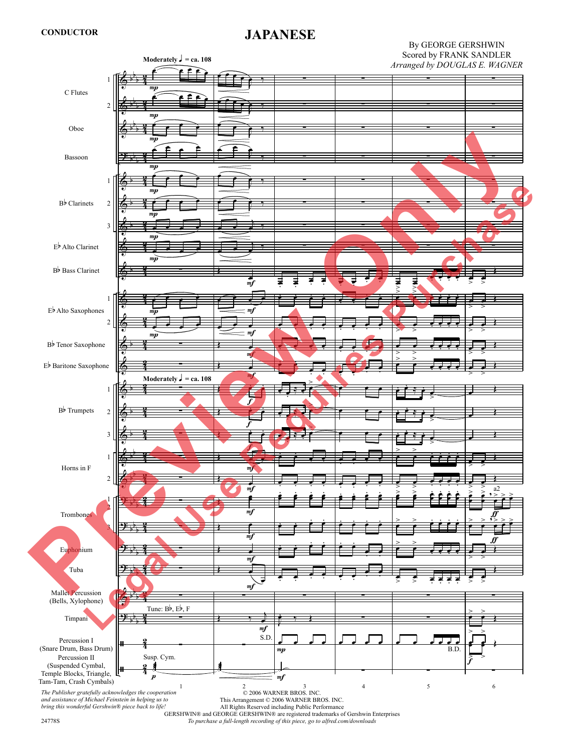**CONDUCTOR**

# JAPANESE

By GEORGE GERSHWIN
Scored by FRANK SANDLER
*Arranged by DOUGLAS E. WAGNER*

*The Publisher gratefully acknowledges the cooperation and assistance of Michael Feinstein in helping us to bring this wonderful Gershwin® piece back to life!*

© 2006 WARNER BROS. INC.
This Arrangement © 2006 WARNER BROS. INC.
All Rights Reserved including Public Performance
GERSHWIN® and GEORGE GERSHWIN® are registered trademarks of Gershwin Enterprises
*To purchase a full-length recording of this piece, go to alfred.com/downloads*

24778S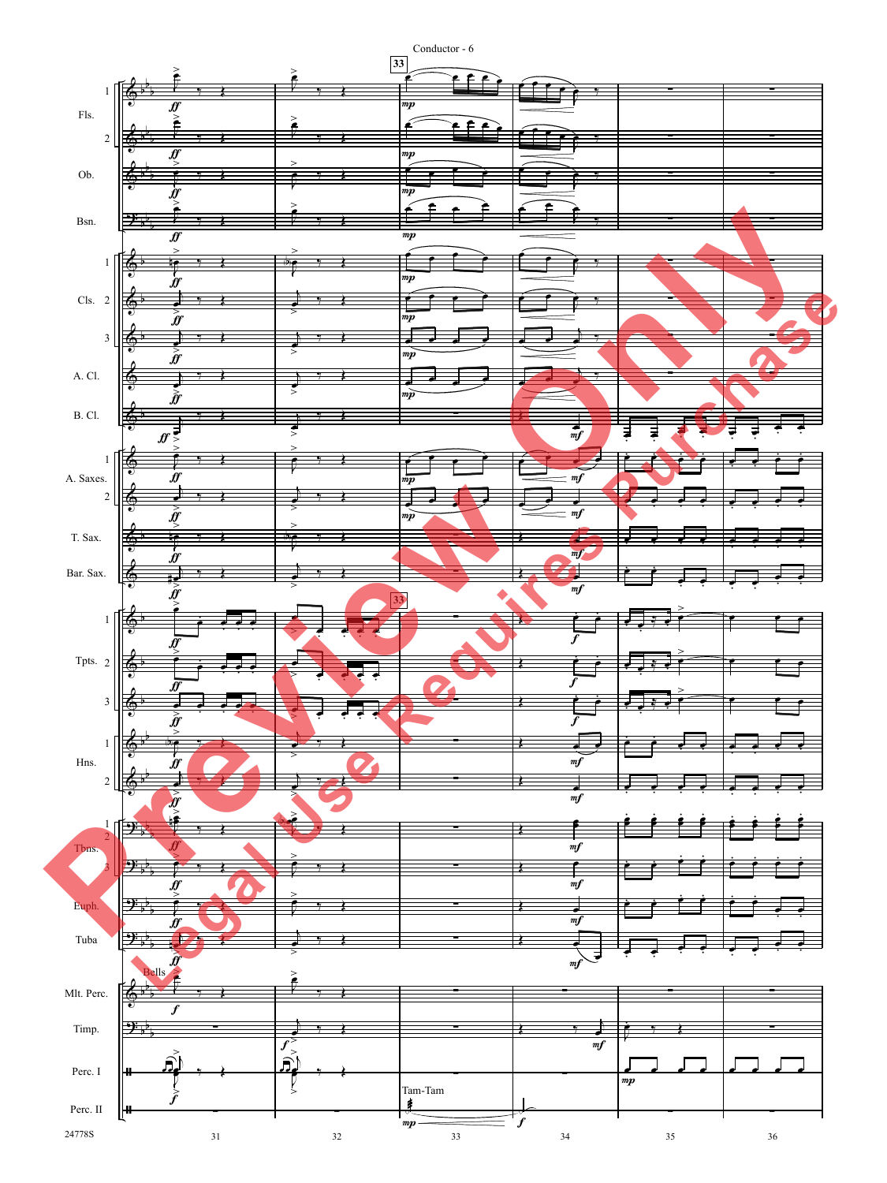Conductor - 6

33

Fls. 1, 2; Ob.; Bsn.; Cls. 1, 2, 3; A. Cl.; B. Cl.; A. Saxes. 1, 2; T. Sax.; Bar. Sax.; Tpts. 1, 2, 3; Hns. 1, 2; Tbns. 1, 2, 3; Euph.; Tuba; Mlt. Perc. (Bells); Timp.; Perc. I; Perc. II (Tam-Tam)

ff mp mf f

31 32 33 34 35 36

24778S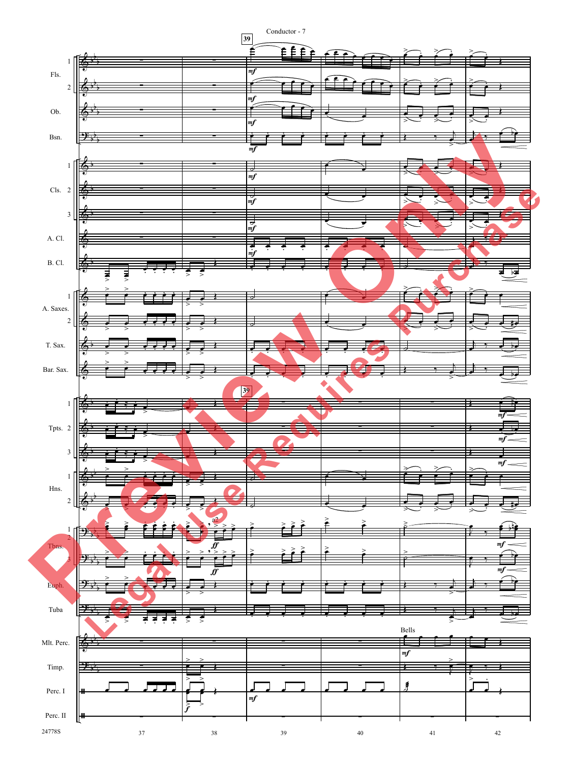Conductor - 7

39

Fls. 1, 2 — *mf*

Ob. — *mf*

Bsn. — *mf*

Cls. 1, 2, 3 — *mf*

A. Cl. — *mf*

B. Cl.

A. Saxes. 1, 2

T. Sax.

Bar. Sax.

39

Tpts. 1, 2, 3 — *mf*

Hns. 1, 2

Tbns. 1, 2 — a2 — *ff* — *mf*

Tbns. 3 — *ff* — *mf*

Euph.

Tuba

Mlt. Perc. — Bells — *mf*

Timp.

Perc. I — *f* — *mf*

Perc. II

24778S

37 38 39 40 41 42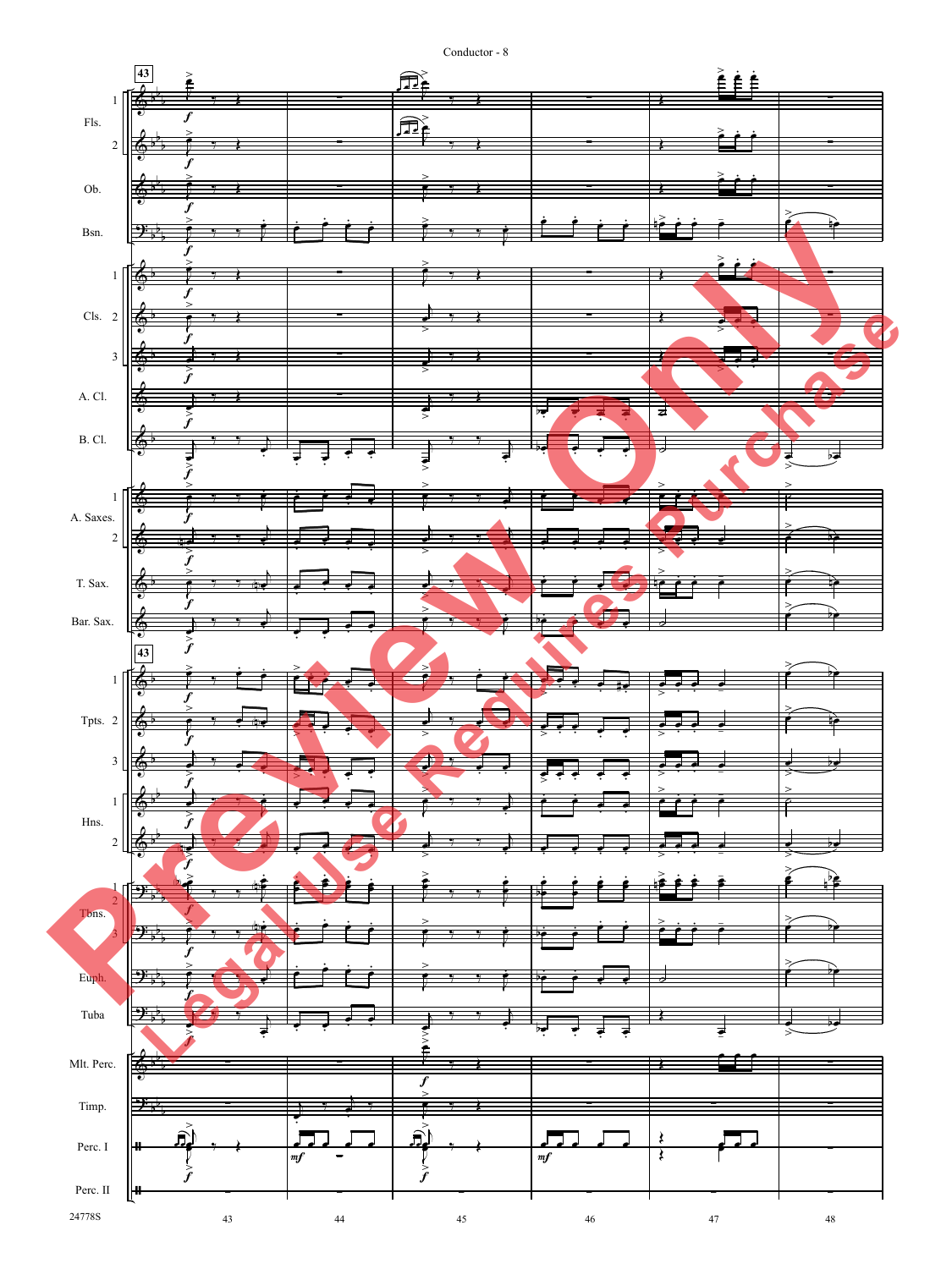Conductor - 8

43

Fls. 1, 2

Ob.

Bsn.

Cls. 1, 2, 3

A. Cl.

B. Cl.

A. Saxes. 1, 2

T. Sax.

Bar. Sax.

43

Tpts. 1, 2, 3

Hns. 1, 2

Tbns. 1, 2, 3

Euph.

Tuba

Mlt. Perc.

Timp.

Perc. I

Perc. II

*f* *mf*

43 44 45 46 47 48

24778S

Preview Only — Legal Use Requires Purchase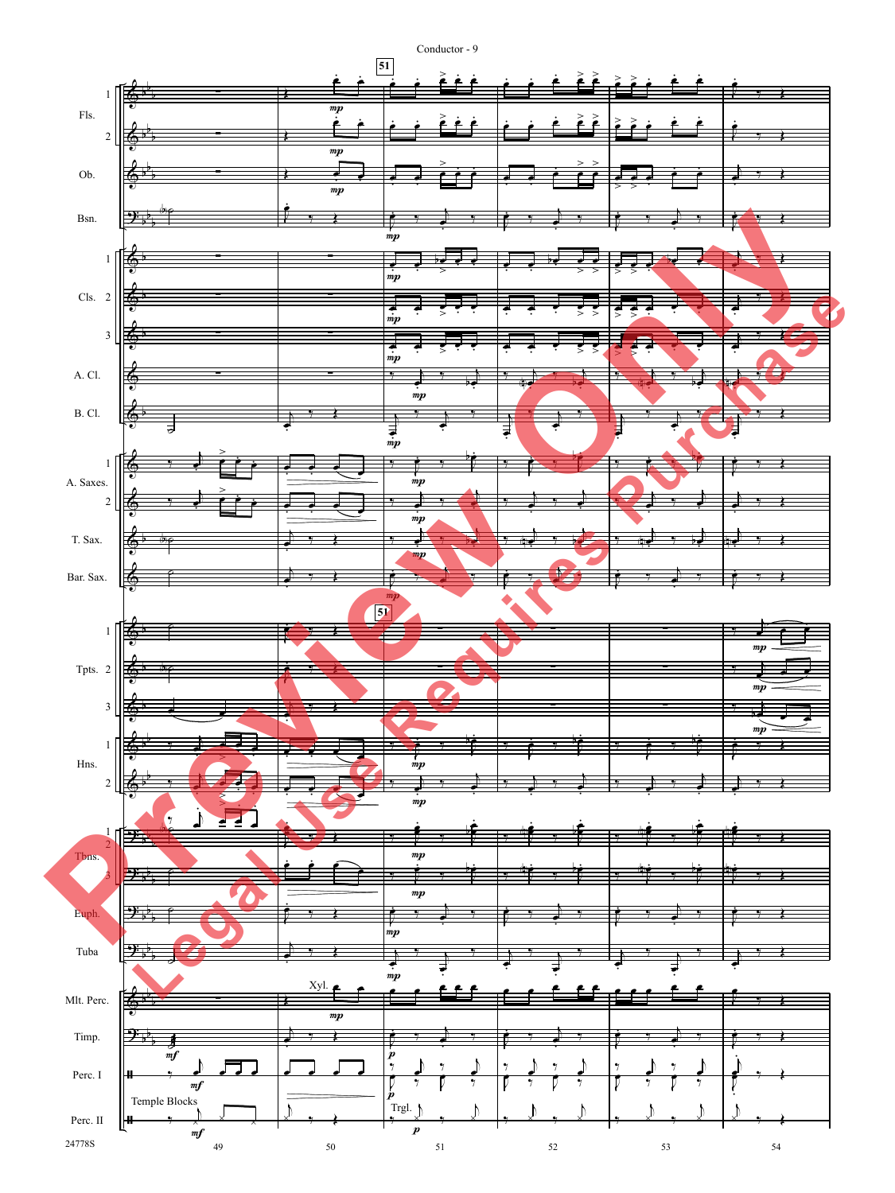Conductor - 9

51

Fls. 1, 2 — Ob. — Bsn. — Cls. 1, 2, 3 — A. Cl. — B. Cl. — A. Saxes. 1, 2 — T. Sax. — Bar. Sax. — Tpts. 1, 2, 3 — Hns. 1, 2 — Tbns. 1, 2, 3 — Euph. — Tuba — Mlt. Perc. — Timp. — Perc. I — Perc. II

*mp* *mf* *p*

Xyl.

Temple Blocks

Trgl.

49 50 51 52 53 54

24778S